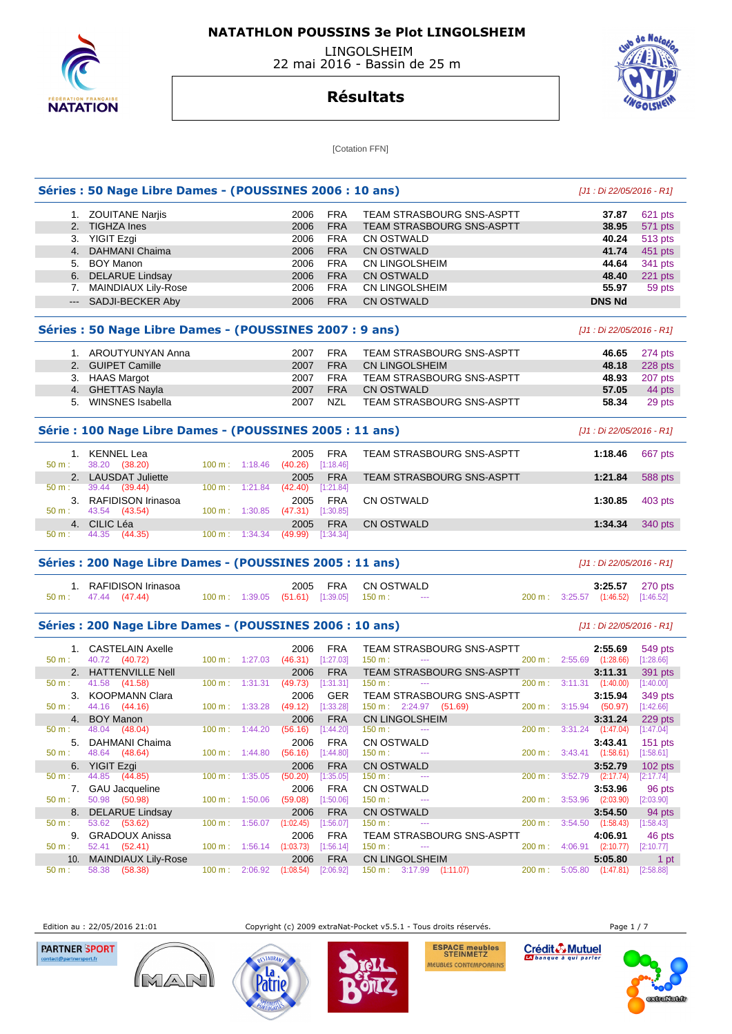# NATATHLON POUSSINS 3e Plot LINGOLSHEIM

LINGOLSHEIM
22 mai 2016 - Bassin de 25 m

## Résultats

[Cotation FFN]

### Séries : 50 Nage Libre Dames - (POUSSINES 2006 : 10 ans)

*[J1 : Di 22/05/2016 - R1]*

| Rang | Nom | Année | Nat. | Club | Temps | Points |
|---|---|---|---|---|---|---|
| 1. | ZOUITANE Narjis | 2006 | FRA | TEAM STRASBOURG SNS-ASPTT | 37.87 | 621 pts |
| 2. | TIGHZA Ines | 2006 | FRA | TEAM STRASBOURG SNS-ASPTT | 38.95 | 571 pts |
| 3. | YIGIT Ezgi | 2006 | FRA | CN OSTWALD | 40.24 | 513 pts |
| 4. | DAHMANI Chaima | 2006 | FRA | CN OSTWALD | 41.74 | 451 pts |
| 5. | BOY Manon | 2006 | FRA | CN LINGOLSHEIM | 44.64 | 341 pts |
| 6. | DELARUE Lindsay | 2006 | FRA | CN OSTWALD | 48.40 | 221 pts |
| 7. | MAINDIAUX Lily-Rose | 2006 | FRA | CN LINGOLSHEIM | 55.97 | 59 pts |
| --- | SADJI-BECKER Aby | 2006 | FRA | CN OSTWALD | DNS Nd | |

### Séries : 50 Nage Libre Dames - (POUSSINES 2007 : 9 ans)

*[J1 : Di 22/05/2016 - R1]*

| Rang | Nom | Année | Nat. | Club | Temps | Points |
|---|---|---|---|---|---|---|
| 1. | AROUTYUNYAN Anna | 2007 | FRA | TEAM STRASBOURG SNS-ASPTT | 46.65 | 274 pts |
| 2. | GUIPET Camille | 2007 | FRA | CN LINGOLSHEIM | 48.18 | 228 pts |
| 3. | HAAS Margot | 2007 | FRA | TEAM STRASBOURG SNS-ASPTT | 48.93 | 207 pts |
| 4. | GHETTAS Nayla | 2007 | FRA | CN OSTWALD | 57.05 | 44 pts |
| 5. | WINSNES Isabella | 2007 | NZL | TEAM STRASBOURG SNS-ASPTT | 58.34 | 29 pts |

### Série : 100 Nage Libre Dames - (POUSSINES 2005 : 11 ans)

*[J1 : Di 22/05/2016 - R1]*

| Rang | Nom | Année | Nat. | Club | Temps | Points |
|---|---|---|---|---|---|---|
| 1. | KENNEL Lea | 2005 | FRA | TEAM STRASBOURG SNS-ASPTT | 1:18.46 | 667 pts |
| | 50 m : 38.20 (38.20) | 100 m : 1:18.46 (40.26) [1:18.46] | | | | |
| 2. | LAUSDAT Juliette | 2005 | FRA | TEAM STRASBOURG SNS-ASPTT | 1:21.84 | 588 pts |
| | 50 m : 39.44 (39.44) | 100 m : 1:21.84 (42.40) [1:21.84] | | | | |
| 3. | RAFIDISON Irinasoa | 2005 | FRA | CN OSTWALD | 1:30.85 | 403 pts |
| | 50 m : 43.54 (43.54) | 100 m : 1:30.85 (47.31) [1:30.85] | | | | |
| 4. | CILIC Léa | 2005 | FRA | CN OSTWALD | 1:34.34 | 340 pts |
| | 50 m : 44.35 (44.35) | 100 m : 1:34.34 (49.99) [1:34.34] | | | | |

### Séries : 200 Nage Libre Dames - (POUSSINES 2005 : 11 ans)

*[J1 : Di 22/05/2016 - R1]*

| Rang | Nom | Année | Nat. | Club | Temps | Points |
|---|---|---|---|---|---|---|
| 1. | RAFIDISON Irinasoa | 2005 | FRA | CN OSTWALD | 3:25.57 | 270 pts |
| | 50 m : 47.44 (47.44) | 100 m : 1:39.05 (51.61) [1:39.05] | 150 m : --- | 200 m : 3:25.57 (1:46.52) [1:46.52] | | |

### Séries : 200 Nage Libre Dames - (POUSSINES 2006 : 10 ans)

*[J1 : Di 22/05/2016 - R1]*

| Rang | Nom | Année | Nat. | Club | Temps | Points |
|---|---|---|---|---|---|---|
| 1. | CASTELAIN Axelle | 2006 | FRA | TEAM STRASBOURG SNS-ASPTT | 2:55.69 | 549 pts |
| | 50 m : 40.72 (40.72) | 100 m : 1:27.03 (46.31) [1:27.03] | 150 m : --- | 200 m : 2:55.69 (1:28.66) [1:28.66] | | |
| 2. | HATTENVILLE Nell | 2006 | FRA | TEAM STRASBOURG SNS-ASPTT | 3:11.31 | 391 pts |
| | 50 m : 41.58 (41.58) | 100 m : 1:31.31 (49.73) [1:31.31] | 150 m : --- | 200 m : 3:11.31 (1:40.00) [1:40.00] | | |
| 3. | KOOPMANN Clara | 2006 | GER | TEAM STRASBOURG SNS-ASPTT | 3:15.94 | 349 pts |
| | 50 m : 44.16 (44.16) | 100 m : 1:33.28 (49.12) [1:33.28] | 150 m : 2:24.97 (51.69) | 200 m : 3:15.94 (50.97) [1:42.66] | | |
| 4. | BOY Manon | 2006 | FRA | CN LINGOLSHEIM | 3:31.24 | 229 pts |
| | 50 m : 48.04 (48.04) | 100 m : 1:44.20 (56.16) [1:44.20] | 150 m : --- | 200 m : 3:31.24 (1:47.04) [1:47.04] | | |
| 5. | DAHMANI Chaima | 2006 | FRA | CN OSTWALD | 3:43.41 | 151 pts |
| | 50 m : 48.64 (48.64) | 100 m : 1:44.80 (56.16) [1:44.80] | 150 m : --- | 200 m : 3:43.41 (1:58.61) [1:58.61] | | |
| 6. | YIGIT Ezgi | 2006 | FRA | CN OSTWALD | 3:52.79 | 102 pts |
| | 50 m : 44.85 (44.85) | 100 m : 1:35.05 (50.20) [1:35.05] | 150 m : --- | 200 m : 3:52.79 (2:17.74) [2:17.74] | | |
| 7. | GAU Jacqueline | 2006 | FRA | CN OSTWALD | 3:53.96 | 96 pts |
| | 50 m : 50.98 (50.98) | 100 m : 1:50.06 (59.08) [1:50.06] | 150 m : --- | 200 m : 3:53.96 (2:03.90) [2:03.90] | | |
| 8. | DELARUE Lindsay | 2006 | FRA | CN OSTWALD | 3:54.50 | 94 pts |
| | 50 m : 53.62 (53.62) | 100 m : 1:56.07 (1:02.45) [1:56.07] | 150 m : --- | 200 m : 3:54.50 (1:58.43) [1:58.43] | | |
| 9. | GRADOUX Anissa | 2006 | FRA | TEAM STRASBOURG SNS-ASPTT | 4:06.91 | 46 pts |
| | 50 m : 52.41 (52.41) | 100 m : 1:56.14 (1:03.73) [1:56.14] | 150 m : --- | 200 m : 4:06.91 (2:10.77) [2:10.77] | | |
| 10. | MAINDIAUX Lily-Rose | 2006 | FRA | CN LINGOLSHEIM | 5:05.80 | 1 pt |
| | 50 m : 58.38 (58.38) | 100 m : 2:06.92 (1:08.54) [2:06.92] | 150 m : 3:17.99 (1:11.07) | 200 m : 5:05.80 (1:47.81) [2:58.88] | | |

Edition au : 22/05/2016 21:01 — Copyright (c) 2009 extraNat-Pocket v5.5.1 - Tous droits réservés.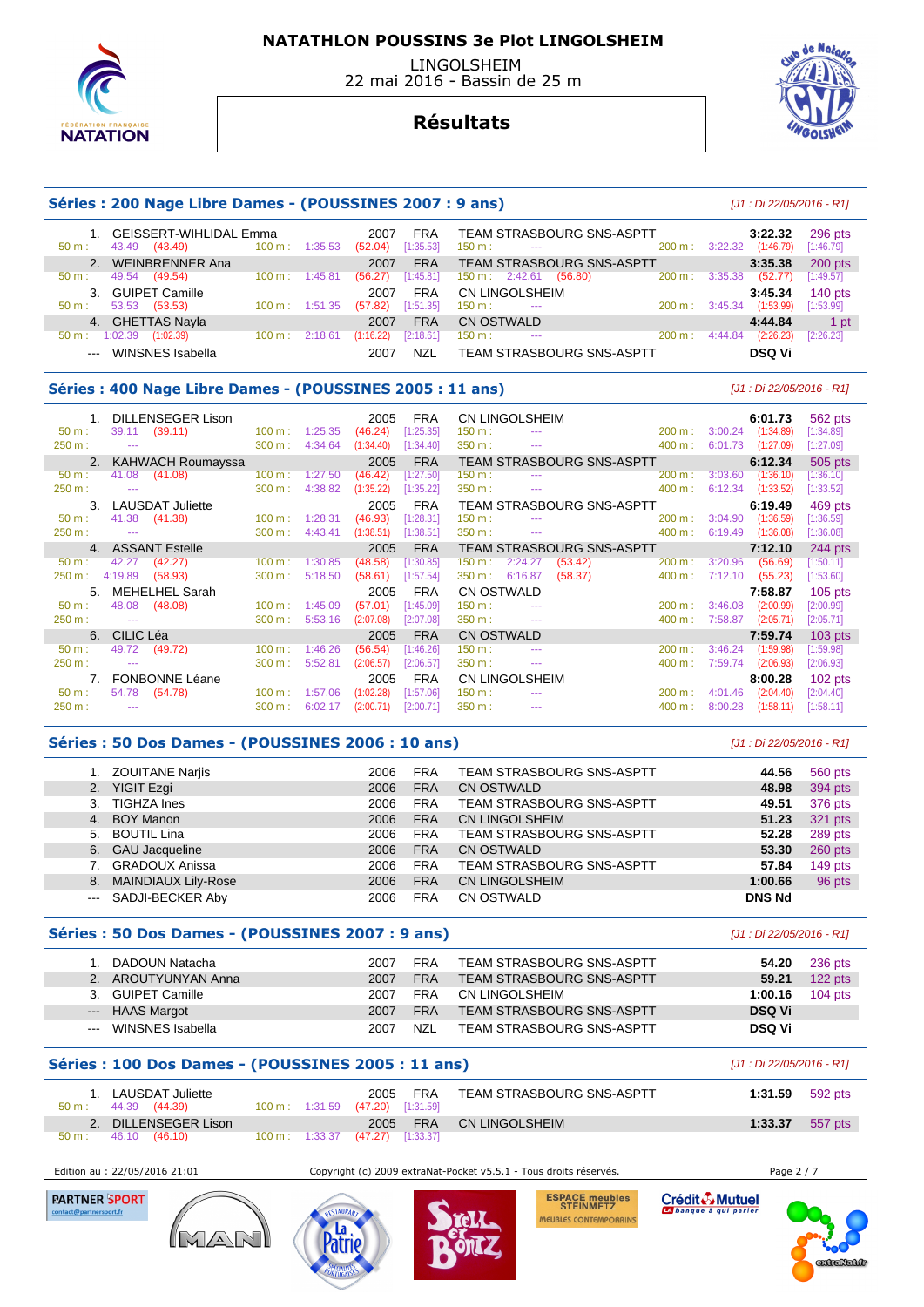# NATATHLON POUSSINS 3e Plot LINGOLSHEIM

LINGOLSHEIM
22 mai 2016 - Bassin de 25 m

## Résultats

### Séries : 200 Nage Libre Dames - (POUSSINES 2007 : 9 ans)

*[J1 : Di 22/05/2016 - R1]*

| Rang | Nom | Année | Nat. | Club | Temps | Points |
|---|---|---|---|---|---|---|
| 1. | GEISSERT-WIHLIDAL Emma | 2007 | FRA | TEAM STRASBOURG SNS-ASPTT | 3:22.32 | 296 pts |
| | 50 m : 43.49 (43.49) / 100 m : 1:35.53 (52.04) [1:35.53] / 150 m : --- / 200 m : 3:22.32 (1:46.79) [1:46.79] | | | | | |
| 2. | WEINBRENNER Ana | 2007 | FRA | TEAM STRASBOURG SNS-ASPTT | 3:35.38 | 200 pts |
| | 50 m : 49.54 (49.54) / 100 m : 1:45.81 (56.27) [1:45.81] / 150 m : 2:42.61 (56.80) / 200 m : 3:35.38 (52.77) [1:49.57] | | | | | |
| 3. | GUIPET Camille | 2007 | FRA | CN LINGOLSHEIM | 3:45.34 | 140 pts |
| | 50 m : 53.53 (53.53) / 100 m : 1:51.35 (57.82) [1:51.35] / 150 m : --- / 200 m : 3:45.34 (1:53.99) [1:53.99] | | | | | |
| 4. | GHETTAS Nayla | 2007 | FRA | CN OSTWALD | 4:44.84 | 1 pt |
| | 50 m : 1:02.39 (1:02.39) / 100 m : 2:18.61 (1:16.22) [2:18.61] / 150 m : --- / 200 m : 4:44.84 (2:26.23) [2:26.23] | | | | | |
| --- | WINSNES Isabella | 2007 | NZL | TEAM STRASBOURG SNS-ASPTT | DSQ Vi | |

### Séries : 400 Nage Libre Dames - (POUSSINES 2005 : 11 ans)

*[J1 : Di 22/05/2016 - R1]*

| Rang | Nom | Année | Nat. | Club | Temps | Points |
|---|---|---|---|---|---|---|
| 1. | DILLENSEGER Lison | 2005 | FRA | CN LINGOLSHEIM | 6:01.73 | 562 pts |
| | 50 m : 39.11 (39.11) / 100 m : 1:25.35 (46.24) [1:25.35] / 150 m : --- / 200 m : 3:00.24 (1:34.89) [1:34.89] / 250 m : --- / 300 m : 4:34.64 (1:34.40) [1:34.40] / 350 m : --- / 400 m : 6:01.73 (1:27.09) [1:27.09] | | | | | |
| 2. | KAHWACH Roumayssa | 2005 | FRA | TEAM STRASBOURG SNS-ASPTT | 6:12.34 | 505 pts |
| | 50 m : 41.08 (41.08) / 100 m : 1:27.50 (46.42) [1:27.50] / 150 m : --- / 200 m : 3:03.60 (1:36.10) [1:36.10] / 250 m : --- / 300 m : 4:38.82 (1:35.22) [1:35.22] / 350 m : --- / 400 m : 6:12.34 (1:33.52) [1:33.52] | | | | | |
| 3. | LAUSDAT Juliette | 2005 | FRA | TEAM STRASBOURG SNS-ASPTT | 6:19.49 | 469 pts |
| | 50 m : 41.38 (41.38) / 100 m : 1:28.31 (46.93) [1:28.31] / 150 m : --- / 200 m : 3:04.90 (1:36.59) [1:36.59] / 250 m : --- / 300 m : 4:43.41 (1:38.51) [1:38.51] / 350 m : --- / 400 m : 6:19.49 (1:36.08) [1:36.08] | | | | | |
| 4. | ASSANT Estelle | 2005 | FRA | TEAM STRASBOURG SNS-ASPTT | 7:12.10 | 244 pts |
| | 50 m : 42.27 (42.27) / 100 m : 1:30.85 (48.58) [1:30.85] / 150 m : 2:24.27 (53.42) / 200 m : 3:20.96 (56.69) [1:50.11] / 250 m : 4:19.89 (58.93) / 300 m : 5:18.50 (58.61) [1:57.54] / 350 m : 6:16.87 (58.37) / 400 m : 7:12.10 (55.23) [1:53.60] | | | | | |
| 5. | MEHELHEL Sarah | 2005 | FRA | CN OSTWALD | 7:58.87 | 105 pts |
| | 50 m : 48.08 (48.08) / 100 m : 1:45.09 (57.01) [1:45.09] / 150 m : --- / 200 m : 3:46.08 (2:00.99) [2:00.99] / 250 m : --- / 300 m : 5:53.16 (2:07.08) [2:07.08] / 350 m : --- / 400 m : 7:58.87 (2:05.71) [2:05.71] | | | | | |
| 6. | CILIC Léa | 2005 | FRA | CN OSTWALD | 7:59.74 | 103 pts |
| | 50 m : 49.72 (49.72) / 100 m : 1:46.26 (56.54) [1:46.26] / 150 m : --- / 200 m : 3:46.24 (1:59.98) [1:59.98] / 250 m : --- / 300 m : 5:52.81 (2:06.57) [2:06.57] / 350 m : --- / 400 m : 7:59.74 (2:06.93) [2:06.93] | | | | | |
| 7. | FONBONNE Léane | 2005 | FRA | CN LINGOLSHEIM | 8:00.28 | 102 pts |
| | 50 m : 54.78 (54.78) / 100 m : 1:57.06 (1:02.28) [1:57.06] / 150 m : --- / 200 m : 4:01.46 (2:04.40) [2:04.40] / 250 m : --- / 300 m : 6:02.17 (2:00.71) [2:00.71] / 350 m : --- / 400 m : 8:00.28 (1:58.11) [1:58.11] | | | | | |

### Séries : 50 Dos Dames - (POUSSINES 2006 : 10 ans)

*[J1 : Di 22/05/2016 - R1]*

| Rang | Nom | Année | Nat. | Club | Temps | Points |
|---|---|---|---|---|---|---|
| 1. | ZOUITANE Narjis | 2006 | FRA | TEAM STRASBOURG SNS-ASPTT | 44.56 | 560 pts |
| 2. | YIGIT Ezgi | 2006 | FRA | CN OSTWALD | 48.98 | 394 pts |
| 3. | TIGHZA Ines | 2006 | FRA | TEAM STRASBOURG SNS-ASPTT | 49.51 | 376 pts |
| 4. | BOY Manon | 2006 | FRA | CN LINGOLSHEIM | 51.23 | 321 pts |
| 5. | BOUTIL Lina | 2006 | FRA | TEAM STRASBOURG SNS-ASPTT | 52.28 | 289 pts |
| 6. | GAU Jacqueline | 2006 | FRA | CN OSTWALD | 53.30 | 260 pts |
| 7. | GRADOUX Anissa | 2006 | FRA | TEAM STRASBOURG SNS-ASPTT | 57.84 | 149 pts |
| 8. | MAINDIAUX Lily-Rose | 2006 | FRA | CN LINGOLSHEIM | 1:00.66 | 96 pts |
| --- | SADJI-BECKER Aby | 2006 | FRA | CN OSTWALD | DNS Nd | |

### Séries : 50 Dos Dames - (POUSSINES 2007 : 9 ans)

*[J1 : Di 22/05/2016 - R1]*

| Rang | Nom | Année | Nat. | Club | Temps | Points |
|---|---|---|---|---|---|---|
| 1. | DADOUN Natacha | 2007 | FRA | TEAM STRASBOURG SNS-ASPTT | 54.20 | 236 pts |
| 2. | AROUTYUNYAN Anna | 2007 | FRA | TEAM STRASBOURG SNS-ASPTT | 59.21 | 122 pts |
| 3. | GUIPET Camille | 2007 | FRA | CN LINGOLSHEIM | 1:00.16 | 104 pts |
| --- | HAAS Margot | 2007 | FRA | TEAM STRASBOURG SNS-ASPTT | DSQ Vi | |
| --- | WINSNES Isabella | 2007 | NZL | TEAM STRASBOURG SNS-ASPTT | DSQ Vi | |

### Séries : 100 Dos Dames - (POUSSINES 2005 : 11 ans)

*[J1 : Di 22/05/2016 - R1]*

| Rang | Nom | Année | Nat. | Club | Temps | Points |
|---|---|---|---|---|---|---|
| 1. | LAUSDAT Juliette | 2005 | FRA | TEAM STRASBOURG SNS-ASPTT | 1:31.59 | 592 pts |
| | 50 m : 44.39 (44.39) / 100 m : 1:31.59 (47.20) [1:31.59] | | | | | |
| 2. | DILLENSEGER Lison | 2005 | FRA | CN LINGOLSHEIM | 1:33.37 | 557 pts |
| | 50 m : 46.10 (46.10) / 100 m : 1:33.37 (47.27) [1:33.37] | | | | | |

Edition au : 22/05/2016 21:01 — Copyright (c) 2009 extraNat-Pocket v5.5.1 - Tous droits réservés.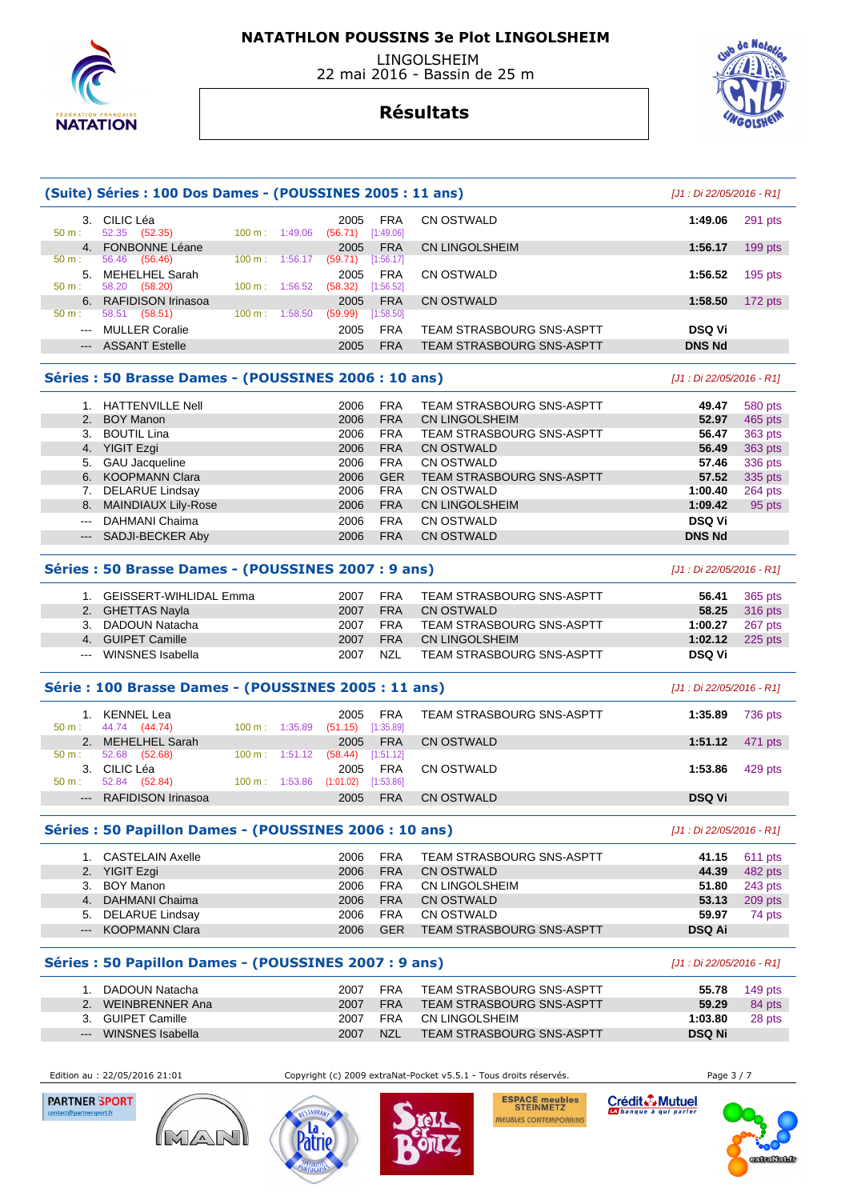# NATATHLON POUSSINS 3e Plot LINGOLSHEIM

LINGOLSHEIM
22 mai 2016 - Bassin de 25 m

## Résultats

### (Suite) Séries : 100 Dos Dames - (POUSSINES 2005 : 11 ans)

*[J1 : Di 22/05/2016 - R1]*

| Rang | Nom | Année | Nat. | Club | Temps | Points |
|---|---|---|---|---|---|---|
| 3. | CILIC Léa | 2005 | FRA | CN OSTWALD | 1:49.06 | 291 pts |
| | 50 m : 52.35 (52.35) — 100 m : 1:49.06 (56.71) [1:49.06] | | | | | |
| 4. | FONBONNE Léane | 2005 | FRA | CN LINGOLSHEIM | 1:56.17 | 199 pts |
| | 50 m : 56.46 (56.46) — 100 m : 1:56.17 (59.71) [1:56.17] | | | | | |
| 5. | MEHELHEL Sarah | 2005 | FRA | CN OSTWALD | 1:56.52 | 195 pts |
| | 50 m : 58.20 (58.20) — 100 m : 1:56.52 (58.32) [1:56.52] | | | | | |
| 6. | RAFIDISON Irinasoa | 2005 | FRA | CN OSTWALD | 1:58.50 | 172 pts |
| | 50 m : 58.51 (58.51) — 100 m : 1:58.50 (59.99) [1:58.50] | | | | | |
| --- | MULLER Coralie | 2005 | FRA | TEAM STRASBOURG SNS-ASPTT | DSQ Vi | |
| --- | ASSANT Estelle | 2005 | FRA | TEAM STRASBOURG SNS-ASPTT | DNS Nd | |

### Séries : 50 Brasse Dames - (POUSSINES 2006 : 10 ans)

*[J1 : Di 22/05/2016 - R1]*

| Rang | Nom | Année | Nat. | Club | Temps | Points |
|---|---|---|---|---|---|---|
| 1. | HATTENVILLE Nell | 2006 | FRA | TEAM STRASBOURG SNS-ASPTT | 49.47 | 580 pts |
| 2. | BOY Manon | 2006 | FRA | CN LINGOLSHEIM | 52.97 | 465 pts |
| 3. | BOUTIL Lina | 2006 | FRA | TEAM STRASBOURG SNS-ASPTT | 56.47 | 363 pts |
| 4. | YIGIT Ezgi | 2006 | FRA | CN OSTWALD | 56.49 | 363 pts |
| 5. | GAU Jacqueline | 2006 | FRA | CN OSTWALD | 57.46 | 336 pts |
| 6. | KOOPMANN Clara | 2006 | GER | TEAM STRASBOURG SNS-ASPTT | 57.52 | 335 pts |
| 7. | DELARUE Lindsay | 2006 | FRA | CN OSTWALD | 1:00.40 | 264 pts |
| 8. | MAINDIAUX Lily-Rose | 2006 | FRA | CN LINGOLSHEIM | 1:09.42 | 95 pts |
| --- | DAHMANI Chaima | 2006 | FRA | CN OSTWALD | DSQ Vi | |
| --- | SADJI-BECKER Aby | 2006 | FRA | CN OSTWALD | DNS Nd | |

### Séries : 50 Brasse Dames - (POUSSINES 2007 : 9 ans)

*[J1 : Di 22/05/2016 - R1]*

| Rang | Nom | Année | Nat. | Club | Temps | Points |
|---|---|---|---|---|---|---|
| 1. | GEISSERT-WIHLIDAL Emma | 2007 | FRA | TEAM STRASBOURG SNS-ASPTT | 56.41 | 365 pts |
| 2. | GHETTAS Nayla | 2007 | FRA | CN OSTWALD | 58.25 | 316 pts |
| 3. | DADOUN Natacha | 2007 | FRA | TEAM STRASBOURG SNS-ASPTT | 1:00.27 | 267 pts |
| 4. | GUIPET Camille | 2007 | FRA | CN LINGOLSHEIM | 1:02.12 | 225 pts |
| --- | WINSNES Isabella | 2007 | NZL | TEAM STRASBOURG SNS-ASPTT | DSQ Vi | |

### Série : 100 Brasse Dames - (POUSSINES 2005 : 11 ans)

*[J1 : Di 22/05/2016 - R1]*

| Rang | Nom | Année | Nat. | Club | Temps | Points |
|---|---|---|---|---|---|---|
| 1. | KENNEL Lea | 2005 | FRA | TEAM STRASBOURG SNS-ASPTT | 1:35.89 | 736 pts |
| | 50 m : 44.74 (44.74) — 100 m : 1:35.89 (51.15) [1:35.89] | | | | | |
| 2. | MEHELHEL Sarah | 2005 | FRA | CN OSTWALD | 1:51.12 | 471 pts |
| | 50 m : 52.68 (52.68) — 100 m : 1:51.12 (58.44) [1:51.12] | | | | | |
| 3. | CILIC Léa | 2005 | FRA | CN OSTWALD | 1:53.86 | 429 pts |
| | 50 m : 52.84 (52.84) — 100 m : 1:53.86 (1:01.02) [1:53.86] | | | | | |
| --- | RAFIDISON Irinasoa | 2005 | FRA | CN OSTWALD | DSQ Vi | |

### Séries : 50 Papillon Dames - (POUSSINES 2006 : 10 ans)

*[J1 : Di 22/05/2016 - R1]*

| Rang | Nom | Année | Nat. | Club | Temps | Points |
|---|---|---|---|---|---|---|
| 1. | CASTELAIN Axelle | 2006 | FRA | TEAM STRASBOURG SNS-ASPTT | 41.15 | 611 pts |
| 2. | YIGIT Ezgi | 2006 | FRA | CN OSTWALD | 44.39 | 482 pts |
| 3. | BOY Manon | 2006 | FRA | CN LINGOLSHEIM | 51.80 | 243 pts |
| 4. | DAHMANI Chaima | 2006 | FRA | CN OSTWALD | 53.13 | 209 pts |
| 5. | DELARUE Lindsay | 2006 | FRA | CN OSTWALD | 59.97 | 74 pts |
| --- | KOOPMANN Clara | 2006 | GER | TEAM STRASBOURG SNS-ASPTT | DSQ Ai | |

### Séries : 50 Papillon Dames - (POUSSINES 2007 : 9 ans)

*[J1 : Di 22/05/2016 - R1]*

| Rang | Nom | Année | Nat. | Club | Temps | Points |
|---|---|---|---|---|---|---|
| 1. | DADOUN Natacha | 2007 | FRA | TEAM STRASBOURG SNS-ASPTT | 55.78 | 149 pts |
| 2. | WEINBRENNER Ana | 2007 | FRA | TEAM STRASBOURG SNS-ASPTT | 59.29 | 84 pts |
| 3. | GUIPET Camille | 2007 | FRA | CN LINGOLSHEIM | 1:03.80 | 28 pts |
| --- | WINSNES Isabella | 2007 | NZL | TEAM STRASBOURG SNS-ASPTT | DSQ Ni | |

Edition au : 22/05/2016 21:01 — Copyright (c) 2009 extraNat-Pocket v5.5.1 - Tous droits réservés.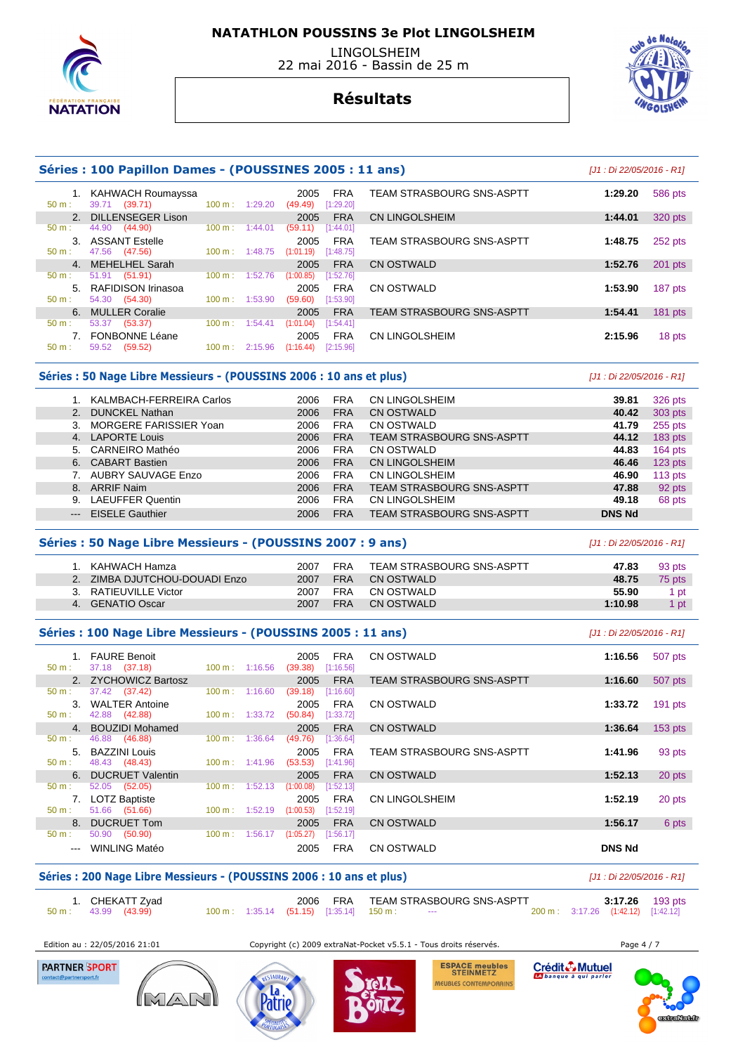# NATATHLON POUSSINS 3e Plot LINGOLSHEIM

LINGOLSHEIM
22 mai 2016 - Bassin de 25 m

## Résultats

### Séries : 100 Papillon Dames - (POUSSINES 2005 : 11 ans)

*[J1 : Di 22/05/2016 - R1]*

| Rang | Nom | Année | Nat. | Club | Temps | Points |
|---|---|---|---|---|---|---|
| 1. | KAHWACH Roumayssa | 2005 | FRA | TEAM STRASBOURG SNS-ASPTT | 1:29.20 | 586 pts |
| | 50 m : 39.71 (39.71) 100 m : 1:29.20 (49.49) [1:29.20] | | | | | |
| 2. | DILLENSEGER Lison | 2005 | FRA | CN LINGOLSHEIM | 1:44.01 | 320 pts |
| | 50 m : 44.90 (44.90) 100 m : 1:44.01 (59.11) [1:44.01] | | | | | |
| 3. | ASSANT Estelle | 2005 | FRA | TEAM STRASBOURG SNS-ASPTT | 1:48.75 | 252 pts |
| | 50 m : 47.56 (47.56) 100 m : 1:48.75 (1:01.19) [1:48.75] | | | | | |
| 4. | MEHELHEL Sarah | 2005 | FRA | CN OSTWALD | 1:52.76 | 201 pts |
| | 50 m : 51.91 (51.91) 100 m : 1:52.76 (1:00.85) [1:52.76] | | | | | |
| 5. | RAFIDISON Irinasoa | 2005 | FRA | CN OSTWALD | 1:53.90 | 187 pts |
| | 50 m : 54.30 (54.30) 100 m : 1:53.90 (59.60) [1:53.90] | | | | | |
| 6. | MULLER Coralie | 2005 | FRA | TEAM STRASBOURG SNS-ASPTT | 1:54.41 | 181 pts |
| | 50 m : 53.37 (53.37) 100 m : 1:54.41 (1:01.04) [1:54.41] | | | | | |
| 7. | FONBONNE Léane | 2005 | FRA | CN LINGOLSHEIM | 2:15.96 | 18 pts |
| | 50 m : 59.52 (59.52) 100 m : 2:15.96 (1:16.44) [2:15.96] | | | | | |

### Séries : 50 Nage Libre Messieurs - (POUSSINS 2006 : 10 ans et plus)

*[J1 : Di 22/05/2016 - R1]*

| Rang | Nom | Année | Nat. | Club | Temps | Points |
|---|---|---|---|---|---|---|
| 1. | KALMBACH-FERREIRA Carlos | 2006 | FRA | CN LINGOLSHEIM | 39.81 | 326 pts |
| 2. | DUNCKEL Nathan | 2006 | FRA | CN OSTWALD | 40.42 | 303 pts |
| 3. | MORGERE FARISSIER Yoan | 2006 | FRA | CN OSTWALD | 41.79 | 255 pts |
| 4. | LAPORTE Louis | 2006 | FRA | TEAM STRASBOURG SNS-ASPTT | 44.12 | 183 pts |
| 5. | CARNEIRO Mathéo | 2006 | FRA | CN OSTWALD | 44.83 | 164 pts |
| 6. | CABART Bastien | 2006 | FRA | CN LINGOLSHEIM | 46.46 | 123 pts |
| 7. | AUBRY SAUVAGE Enzo | 2006 | FRA | CN LINGOLSHEIM | 46.90 | 113 pts |
| 8. | ARRIF Naim | 2006 | FRA | TEAM STRASBOURG SNS-ASPTT | 47.88 | 92 pts |
| 9. | LAEUFFER Quentin | 2006 | FRA | CN LINGOLSHEIM | 49.18 | 68 pts |
| --- | EISELE Gauthier | 2006 | FRA | TEAM STRASBOURG SNS-ASPTT | DNS Nd | |

### Séries : 50 Nage Libre Messieurs - (POUSSINS 2007 : 9 ans)

*[J1 : Di 22/05/2016 - R1]*

| Rang | Nom | Année | Nat. | Club | Temps | Points |
|---|---|---|---|---|---|---|
| 1. | KAHWACH Hamza | 2007 | FRA | TEAM STRASBOURG SNS-ASPTT | 47.83 | 93 pts |
| 2. | ZIMBA DJUTCHOU-DOUADI Enzo | 2007 | FRA | CN OSTWALD | 48.75 | 75 pts |
| 3. | RATIEUVILLE Victor | 2007 | FRA | CN OSTWALD | 55.90 | 1 pt |
| 4. | GENATIO Oscar | 2007 | FRA | CN OSTWALD | 1:10.98 | 1 pt |

### Séries : 100 Nage Libre Messieurs - (POUSSINS 2005 : 11 ans)

*[J1 : Di 22/05/2016 - R1]*

| Rang | Nom | Année | Nat. | Club | Temps | Points |
|---|---|---|---|---|---|---|
| 1. | FAURE Benoit | 2005 | FRA | CN OSTWALD | 1:16.56 | 507 pts |
| | 50 m : 37.18 (37.18) 100 m : 1:16.56 (39.38) [1:16.56] | | | | | |
| 2. | ZYCHOWICZ Bartosz | 2005 | FRA | TEAM STRASBOURG SNS-ASPTT | 1:16.60 | 507 pts |
| | 50 m : 37.42 (37.42) 100 m : 1:16.60 (39.18) [1:16.60] | | | | | |
| 3. | WALTER Antoine | 2005 | FRA | CN OSTWALD | 1:33.72 | 191 pts |
| | 50 m : 42.88 (42.88) 100 m : 1:33.72 (50.84) [1:33.72] | | | | | |
| 4. | BOUZIDI Mohamed | 2005 | FRA | CN OSTWALD | 1:36.64 | 153 pts |
| | 50 m : 46.88 (46.88) 100 m : 1:36.64 (49.76) [1:36.64] | | | | | |
| 5. | BAZZINI Louis | 2005 | FRA | TEAM STRASBOURG SNS-ASPTT | 1:41.96 | 93 pts |
| | 50 m : 48.43 (48.43) 100 m : 1:41.96 (53.53) [1:41.96] | | | | | |
| 6. | DUCRUET Valentin | 2005 | FRA | CN OSTWALD | 1:52.13 | 20 pts |
| | 50 m : 52.05 (52.05) 100 m : 1:52.13 (1:00.08) [1:52.13] | | | | | |
| 7. | LOTZ Baptiste | 2005 | FRA | CN LINGOLSHEIM | 1:52.19 | 20 pts |
| | 50 m : 51.66 (51.66) 100 m : 1:52.19 (1:00.53) [1:52.19] | | | | | |
| 8. | DUCRUET Tom | 2005 | FRA | CN OSTWALD | 1:56.17 | 6 pts |
| | 50 m : 50.90 (50.90) 100 m : 1:56.17 (1:05.27) [1:56.17] | | | | | |
| --- | WINLING Matéo | 2005 | FRA | CN OSTWALD | DNS Nd | |

### Séries : 200 Nage Libre Messieurs - (POUSSINS 2006 : 10 ans et plus)

*[J1 : Di 22/05/2016 - R1]*

| Rang | Nom | Année | Nat. | Club | Temps | Points |
|---|---|---|---|---|---|---|
| 1. | CHEKATT Zyad | 2006 | FRA | TEAM STRASBOURG SNS-ASPTT | 3:17.26 | 193 pts |
| | 50 m : 43.99 (43.99) 100 m : 1:35.14 (51.15) [1:35.14] 150 m : --- 200 m : 3:17.26 (1:42.12) [1:42.12] | | | | | |

Edition au : 22/05/2016 21:01 — Copyright (c) 2009 extraNat-Pocket v5.5.1 - Tous droits réservés.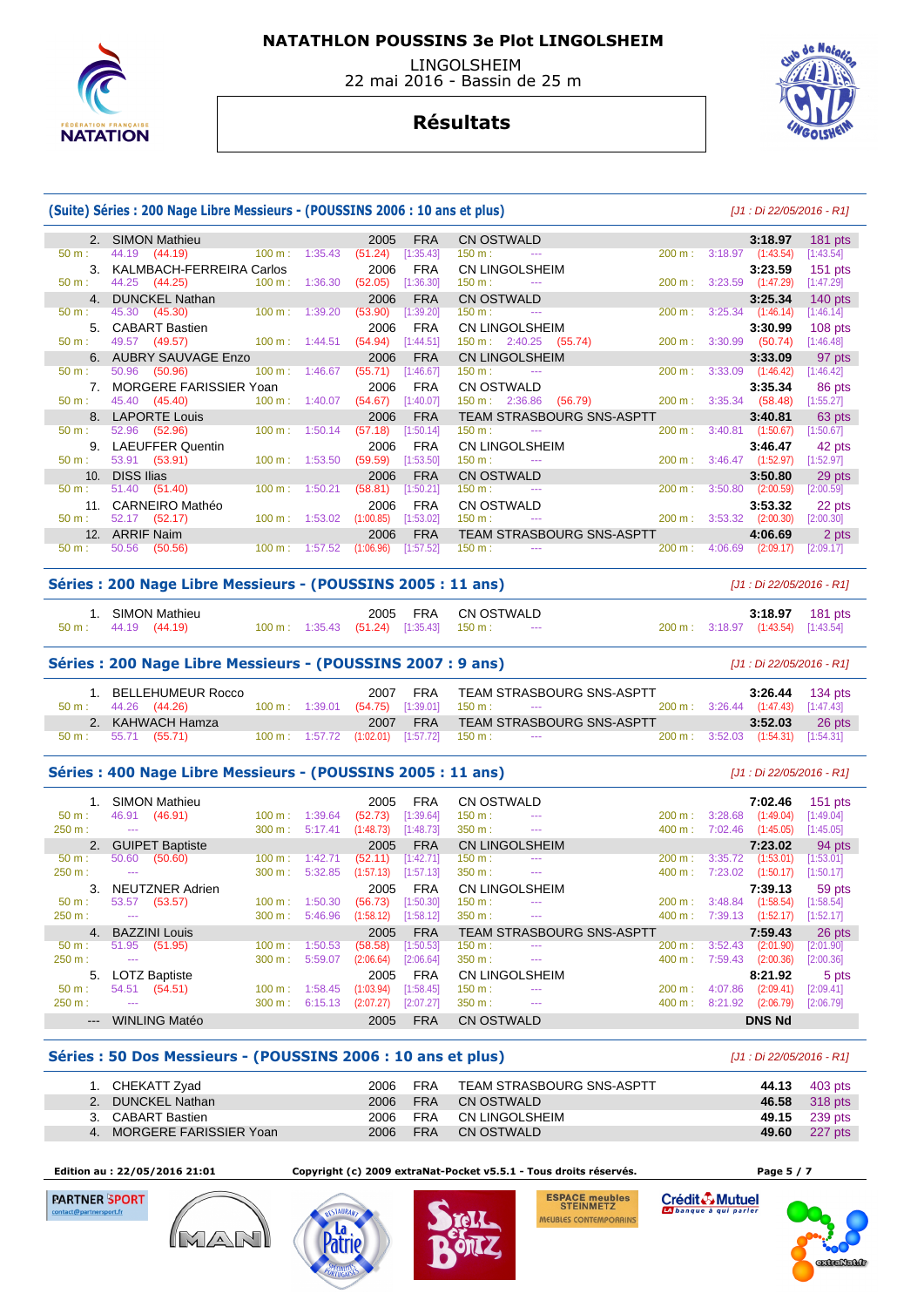# NATATHLON POUSSINS 3e Plot LINGOLSHEIM

LINGOLSHEIM
22 mai 2016 - Bassin de 25 m

## Résultats

### (Suite) Séries : 200 Nage Libre Messieurs - (POUSSINS 2006 : 10 ans et plus)

*[J1 : Di 22/05/2016 - R1]*

| Rang | Nom | Année | Nat | Club | Temps | Points |
|---|---|---|---|---|---|---|
| 2. | SIMON Mathieu | 2005 | FRA | CN OSTWALD | 3:18.97 | 181 pts |
| | 50 m : 44.19 (44.19) / 100 m : 1:35.43 (51.24) [1:35.43] / 150 m : --- / 200 m : 3:18.97 (1:43.54) [1:43.54] | | | | | |
| 3. | KALMBACH-FERREIRA Carlos | 2006 | FRA | CN LINGOLSHEIM | 3:23.59 | 151 pts |
| | 50 m : 44.25 (44.25) / 100 m : 1:36.30 (52.05) [1:36.30] / 150 m : --- / 200 m : 3:23.59 (1:47.29) [1:47.29] | | | | | |
| 4. | DUNCKEL Nathan | 2006 | FRA | CN OSTWALD | 3:25.34 | 140 pts |
| | 50 m : 45.30 (45.30) / 100 m : 1:39.20 (53.90) [1:39.20] / 150 m : --- / 200 m : 3:25.34 (1:46.14) [1:46.14] | | | | | |
| 5. | CABART Bastien | 2006 | FRA | CN LINGOLSHEIM | 3:30.99 | 108 pts |
| | 50 m : 49.57 (49.57) / 100 m : 1:44.51 (54.94) [1:44.51] / 150 m : 2:40.25 (55.74) / 200 m : 3:30.99 (50.74) [1:46.48] | | | | | |
| 6. | AUBRY SAUVAGE Enzo | 2006 | FRA | CN LINGOLSHEIM | 3:33.09 | 97 pts |
| | 50 m : 50.96 (50.96) / 100 m : 1:46.67 (55.71) [1:46.67] / 150 m : --- / 200 m : 3:33.09 (1:46.42) [1:46.42] | | | | | |
| 7. | MORGERE FARISSIER Yoan | 2006 | FRA | CN OSTWALD | 3:35.34 | 86 pts |
| | 50 m : 45.40 (45.40) / 100 m : 1:40.07 (54.67) [1:40.07] / 150 m : 2:36.86 (56.79) / 200 m : 3:35.34 (58.48) [1:55.27] | | | | | |
| 8. | LAPORTE Louis | 2006 | FRA | TEAM STRASBOURG SNS-ASPTT | 3:40.81 | 63 pts |
| | 50 m : 52.96 (52.96) / 100 m : 1:50.14 (57.18) [1:50.14] / 150 m : --- / 200 m : 3:40.81 (1:50.67) [1:50.67] | | | | | |
| 9. | LAEUFFER Quentin | 2006 | FRA | CN LINGOLSHEIM | 3:46.47 | 42 pts |
| | 50 m : 53.91 (53.91) / 100 m : 1:53.50 (59.59) [1:53.50] / 150 m : --- / 200 m : 3:46.47 (1:52.97) [1:52.97] | | | | | |
| 10. | DISS Ilias | 2006 | FRA | CN OSTWALD | 3:50.80 | 29 pts |
| | 50 m : 51.40 (51.40) / 100 m : 1:50.21 (58.81) [1:50.21] / 150 m : --- / 200 m : 3:50.80 (2:00.59) [2:00.59] | | | | | |
| 11. | CARNEIRO Mathéo | 2006 | FRA | CN OSTWALD | 3:53.32 | 22 pts |
| | 50 m : 52.17 (52.17) / 100 m : 1:53.02 (1:00.85) [1:53.02] / 150 m : --- / 200 m : 3:53.32 (2:00.30) [2:00.30] | | | | | |
| 12. | ARRIF Naim | 2006 | FRA | TEAM STRASBOURG SNS-ASPTT | 4:06.69 | 2 pts |
| | 50 m : 50.56 (50.56) / 100 m : 1:57.52 (1:06.96) [1:57.52] / 150 m : --- / 200 m : 4:06.69 (2:09.17) [2:09.17] | | | | | |

### Séries : 200 Nage Libre Messieurs - (POUSSINS 2005 : 11 ans)

*[J1 : Di 22/05/2016 - R1]*

| Rang | Nom | Année | Nat | Club | Temps | Points |
|---|---|---|---|---|---|---|
| 1. | SIMON Mathieu | 2005 | FRA | CN OSTWALD | 3:18.97 | 181 pts |
| | 50 m : 44.19 (44.19) / 100 m : 1:35.43 (51.24) [1:35.43] / 150 m : --- / 200 m : 3:18.97 (1:43.54) [1:43.54] | | | | | |

### Séries : 200 Nage Libre Messieurs - (POUSSINS 2007 : 9 ans)

*[J1 : Di 22/05/2016 - R1]*

| Rang | Nom | Année | Nat | Club | Temps | Points |
|---|---|---|---|---|---|---|
| 1. | BELLEHUMEUR Rocco | 2007 | FRA | TEAM STRASBOURG SNS-ASPTT | 3:26.44 | 134 pts |
| | 50 m : 44.26 (44.26) / 100 m : 1:39.01 (54.75) [1:39.01] / 150 m : --- / 200 m : 3:26.44 (1:47.43) [1:47.43] | | | | | |
| 2. | KAHWACH Hamza | 2007 | FRA | TEAM STRASBOURG SNS-ASPTT | 3:52.03 | 26 pts |
| | 50 m : 55.71 (55.71) / 100 m : 1:57.72 (1:02.01) [1:57.72] / 150 m : --- / 200 m : 3:52.03 (1:54.31) [1:54.31] | | | | | |

### Séries : 400 Nage Libre Messieurs - (POUSSINS 2005 : 11 ans)

*[J1 : Di 22/05/2016 - R1]*

| Rang | Nom | Année | Nat | Club | Temps | Points |
|---|---|---|---|---|---|---|
| 1. | SIMON Mathieu | 2005 | FRA | CN OSTWALD | 7:02.46 | 151 pts |
| | 50 m : 46.91 (46.91) / 100 m : 1:39.64 (52.73) [1:39.64] / 150 m : --- / 200 m : 3:28.68 (1:49.04) [1:49.04] / 250 m : --- / 300 m : 5:17.41 (1:48.73) [1:48.73] / 350 m : --- / 400 m : 7:02.46 (1:45.05) [1:45.05] | | | | | |
| 2. | GUIPET Baptiste | 2005 | FRA | CN LINGOLSHEIM | 7:23.02 | 94 pts |
| | 50 m : 50.60 (50.60) / 100 m : 1:42.71 (52.11) [1:42.71] / 150 m : --- / 200 m : 3:35.72 (1:53.01) [1:53.01] / 250 m : --- / 300 m : 5:32.85 (1:57.13) [1:57.13] / 350 m : --- / 400 m : 7:23.02 (1:50.17) [1:50.17] | | | | | |
| 3. | NEUTZNER Adrien | 2005 | FRA | CN LINGOLSHEIM | 7:39.13 | 59 pts |
| | 50 m : 53.57 (53.57) / 100 m : 1:50.30 (56.73) [1:50.30] / 150 m : --- / 200 m : 3:48.84 (1:58.54) [1:58.54] / 250 m : --- / 300 m : 5:46.96 (1:58.12) [1:58.12] / 350 m : --- / 400 m : 7:39.13 (1:52.17) [1:52.17] | | | | | |
| 4. | BAZZINI Louis | 2005 | FRA | TEAM STRASBOURG SNS-ASPTT | 7:59.43 | 26 pts |
| | 50 m : 51.95 (51.95) / 100 m : 1:50.53 (58.58) [1:50.53] / 150 m : --- / 200 m : 3:52.43 (2:01.90) [2:01.90] / 250 m : --- / 300 m : 5:59.07 (2:06.64) [2:06.64] / 350 m : --- / 400 m : 7:59.43 (2:00.36) [2:00.36] | | | | | |
| 5. | LOTZ Baptiste | 2005 | FRA | CN LINGOLSHEIM | 8:21.92 | 5 pts |
| | 50 m : 54.51 (54.51) / 100 m : 1:58.45 (1:03.94) [1:58.45] / 150 m : --- / 200 m : 4:07.86 (2:09.41) [2:09.41] / 250 m : --- / 300 m : 6:15.13 (2:07.27) [2:07.27] / 350 m : --- / 400 m : 8:21.92 (2:06.79) [2:06.79] | | | | | |
| --- | WINLING Matéo | 2005 | FRA | CN OSTWALD | DNS Nd | |

### Séries : 50 Dos Messieurs - (POUSSINS 2006 : 10 ans et plus)

*[J1 : Di 22/05/2016 - R1]*

| Rang | Nom | Année | Nat | Club | Temps | Points |
|---|---|---|---|---|---|---|
| 1. | CHEKATT Zyad | 2006 | FRA | TEAM STRASBOURG SNS-ASPTT | 44.13 | 403 pts |
| 2. | DUNCKEL Nathan | 2006 | FRA | CN OSTWALD | 46.58 | 318 pts |
| 3. | CABART Bastien | 2006 | FRA | CN LINGOLSHEIM | 49.15 | 239 pts |
| 4. | MORGERE FARISSIER Yoan | 2006 | FRA | CN OSTWALD | 49.60 | 227 pts |

Edition au : 22/05/2016 21:01 — Copyright (c) 2009 extraNat-Pocket v5.5.1 - Tous droits réservés.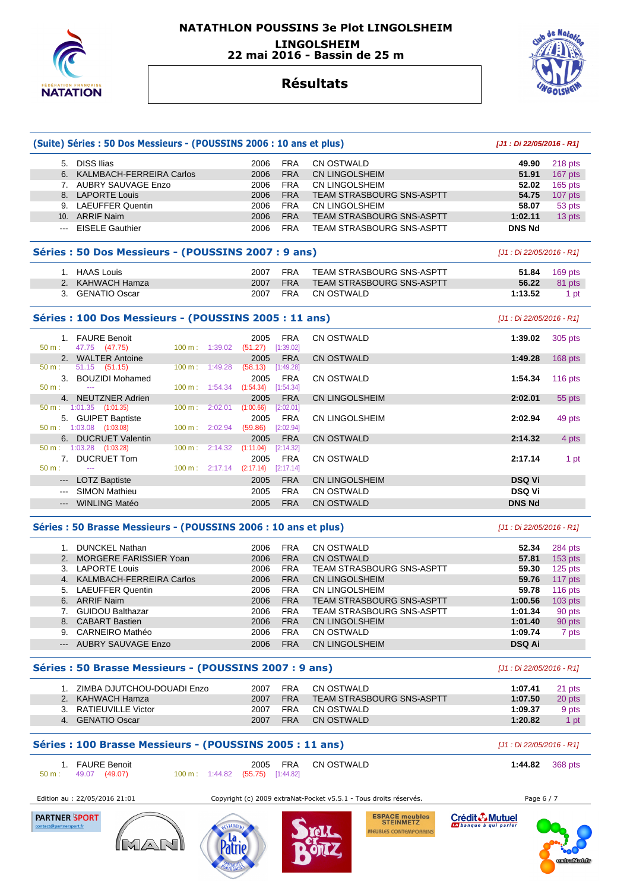# NATATHLON POUSSINS 3e Plot LINGOLSHEIM

**LINGOLSHEIM**
**22 mai 2016 - Bassin de 25 m**

## Résultats

### (Suite) Séries : 50 Dos Messieurs - (POUSSINS 2006 : 10 ans et plus)

*[J1 : Di 22/05/2016 - R1]*

| Rang | Nom | Année | Nat. | Club | Temps | Points |
|---|---|---|---|---|---|---|
| 5. | DISS Ilias | 2006 | FRA | CN OSTWALD | **49.90** | 218 pts |
| 6. | KALMBACH-FERREIRA Carlos | 2006 | FRA | CN LINGOLSHEIM | **51.91** | 167 pts |
| 7. | AUBRY SAUVAGE Enzo | 2006 | FRA | CN LINGOLSHEIM | **52.02** | 165 pts |
| 8. | LAPORTE Louis | 2006 | FRA | TEAM STRASBOURG SNS-ASPTT | **54.75** | 107 pts |
| 9. | LAEUFFER Quentin | 2006 | FRA | CN LINGOLSHEIM | **58.07** | 53 pts |
| 10. | ARRIF Naim | 2006 | FRA | TEAM STRASBOURG SNS-ASPTT | **1:02.11** | 13 pts |
| --- | EISELE Gauthier | 2006 | FRA | TEAM STRASBOURG SNS-ASPTT | **DNS Nd** | |

### Séries : 50 Dos Messieurs - (POUSSINS 2007 : 9 ans)

*[J1 : Di 22/05/2016 - R1]*

| Rang | Nom | Année | Nat. | Club | Temps | Points |
|---|---|---|---|---|---|---|
| 1. | HAAS Louis | 2007 | FRA | TEAM STRASBOURG SNS-ASPTT | **51.84** | 169 pts |
| 2. | KAHWACH Hamza | 2007 | FRA | TEAM STRASBOURG SNS-ASPTT | **56.22** | 81 pts |
| 3. | GENATIO Oscar | 2007 | FRA | CN OSTWALD | **1:13.52** | 1 pt |

### Séries : 100 Dos Messieurs - (POUSSINS 2005 : 11 ans)

*[J1 : Di 22/05/2016 - R1]*

| Rang | Nom | Année | Nat. | Club | Temps | Points |
|---|---|---|---|---|---|---|
| 1. | FAURE Benoit | 2005 | FRA | CN OSTWALD | **1:39.02** | 305 pts |
| | 50 m : 47.75 (47.75) — 100 m : 1:39.02 (51.27) [1:39.02] | | | | | |
| 2. | WALTER Antoine | 2005 | FRA | CN OSTWALD | **1:49.28** | 168 pts |
| | 50 m : 51.15 (51.15) — 100 m : 1:49.28 (58.13) [1:49.28] | | | | | |
| 3. | BOUZIDI Mohamed | 2005 | FRA | CN OSTWALD | **1:54.34** | 116 pts |
| | 50 m : --- — 100 m : 1:54.34 (1:54.34) [1:54.34] | | | | | |
| 4. | NEUTZNER Adrien | 2005 | FRA | CN LINGOLSHEIM | **2:02.01** | 55 pts |
| | 50 m : 1:01.35 (1:01.35) — 100 m : 2:02.01 (1:00.66) [2:02.01] | | | | | |
| 5. | GUIPET Baptiste | 2005 | FRA | CN LINGOLSHEIM | **2:02.94** | 49 pts |
| | 50 m : 1:03.08 (1:03.08) — 100 m : 2:02.94 (59.86) [2:02.94] | | | | | |
| 6. | DUCRUET Valentin | 2005 | FRA | CN OSTWALD | **2:14.32** | 4 pts |
| | 50 m : 1:03.28 (1:03.28) — 100 m : 2:14.32 (1:11.04) [2:14.32] | | | | | |
| 7. | DUCRUET Tom | 2005 | FRA | CN OSTWALD | **2:17.14** | 1 pt |
| | 50 m : --- — 100 m : 2:17.14 (2:17.14) [2:17.14] | | | | | |
| --- | LOTZ Baptiste | 2005 | FRA | CN LINGOLSHEIM | **DSQ Vi** | |
| --- | SIMON Mathieu | 2005 | FRA | CN OSTWALD | **DSQ Vi** | |
| --- | WINLING Matéo | 2005 | FRA | CN OSTWALD | **DNS Nd** | |

### Séries : 50 Brasse Messieurs - (POUSSINS 2006 : 10 ans et plus)

*[J1 : Di 22/05/2016 - R1]*

| Rang | Nom | Année | Nat. | Club | Temps | Points |
|---|---|---|---|---|---|---|
| 1. | DUNCKEL Nathan | 2006 | FRA | CN OSTWALD | **52.34** | 284 pts |
| 2. | MORGERE FARISSIER Yoan | 2006 | FRA | CN OSTWALD | **57.81** | 153 pts |
| 3. | LAPORTE Louis | 2006 | FRA | TEAM STRASBOURG SNS-ASPTT | **59.30** | 125 pts |
| 4. | KALMBACH-FERREIRA Carlos | 2006 | FRA | CN LINGOLSHEIM | **59.76** | 117 pts |
| 5. | LAEUFFER Quentin | 2006 | FRA | CN LINGOLSHEIM | **59.78** | 116 pts |
| 6. | ARRIF Naim | 2006 | FRA | TEAM STRASBOURG SNS-ASPTT | **1:00.56** | 103 pts |
| 7. | GUIDOU Balthazar | 2006 | FRA | TEAM STRASBOURG SNS-ASPTT | **1:01.34** | 90 pts |
| 8. | CABART Bastien | 2006 | FRA | CN LINGOLSHEIM | **1:01.40** | 90 pts |
| 9. | CARNEIRO Mathéo | 2006 | FRA | CN OSTWALD | **1:09.74** | 7 pts |
| --- | AUBRY SAUVAGE Enzo | 2006 | FRA | CN LINGOLSHEIM | **DSQ Ai** | |

### Séries : 50 Brasse Messieurs - (POUSSINS 2007 : 9 ans)

*[J1 : Di 22/05/2016 - R1]*

| Rang | Nom | Année | Nat. | Club | Temps | Points |
|---|---|---|---|---|---|---|
| 1. | ZIMBA DJUTCHOU-DOUADI Enzo | 2007 | FRA | CN OSTWALD | **1:07.41** | 21 pts |
| 2. | KAHWACH Hamza | 2007 | FRA | TEAM STRASBOURG SNS-ASPTT | **1:07.50** | 20 pts |
| 3. | RATIEUVILLE Victor | 2007 | FRA | CN OSTWALD | **1:09.37** | 9 pts |
| 4. | GENATIO Oscar | 2007 | FRA | CN OSTWALD | **1:20.82** | 1 pt |

### Séries : 100 Brasse Messieurs - (POUSSINS 2005 : 11 ans)

*[J1 : Di 22/05/2016 - R1]*

| Rang | Nom | Année | Nat. | Club | Temps | Points |
|---|---|---|---|---|---|---|
| 1. | FAURE Benoit | 2005 | FRA | CN OSTWALD | **1:44.82** | 368 pts |
| | 50 m : 49.07 (49.07) — 100 m : 1:44.82 (55.75) [1:44.82] | | | | | |

Edition au : 22/05/2016 21:01 — Copyright (c) 2009 extraNat-Pocket v5.5.1 - Tous droits réservés.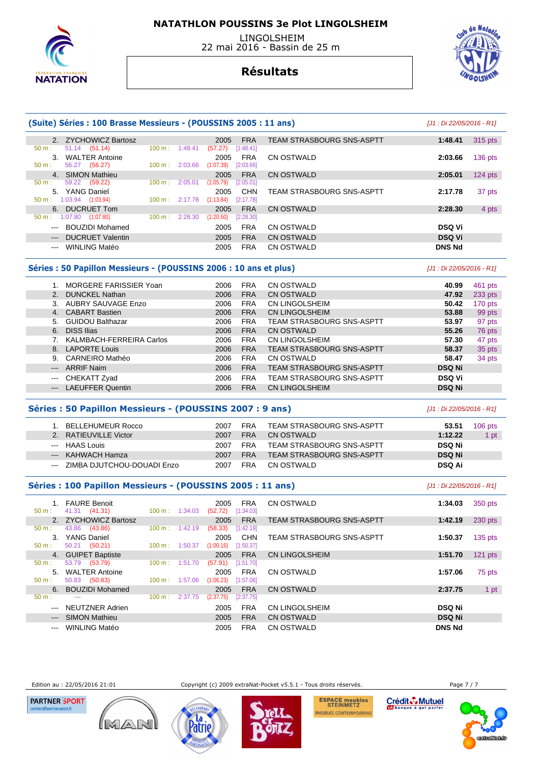# NATATHLON POUSSINS 3e Plot LINGOLSHEIM

LINGOLSHEIM
22 mai 2016 - Bassin de 25 m

## Résultats

### (Suite) Séries : 100 Brasse Messieurs - (POUSSINS 2005 : 11 ans)

*[J1 : Di 22/05/2016 - R1]*

| | | | | | | |
|---|---|---|---|---|---|---|
| 2. | ZYCHOWICZ Bartosz | 2005 | FRA | TEAM STRASBOURG SNS-ASPTT | **1:48.41** | 315 pts |
| | 50 m : 51.14 (51.14) | 100 m : 1:48.41 (57.27) [1:48.41] | | | | |
| 3. | WALTER Antoine | 2005 | FRA | CN OSTWALD | **2:03.66** | 136 pts |
| | 50 m : 56.27 (56.27) | 100 m : 2:03.66 (1:07.39) [2:03.66] | | | | |
| 4. | SIMON Mathieu | 2005 | FRA | CN OSTWALD | **2:05.01** | 124 pts |
| | 50 m : 59.22 (59.22) | 100 m : 2:05.01 (1:05.79) [2:05.01] | | | | |
| 5. | YANG Daniel | 2005 | CHN | TEAM STRASBOURG SNS-ASPTT | **2:17.78** | 37 pts |
| | 50 m : 1:03.94 (1:03.94) | 100 m : 2:17.78 (1:13.84) [2:17.78] | | | | |
| 6. | DUCRUET Tom | 2005 | FRA | CN OSTWALD | **2:28.30** | 4 pts |
| | 50 m : 1:07.80 (1:07.80) | 100 m : 2:28.30 (1:20.50) [2:28.30] | | | | |
| --- | BOUZIDI Mohamed | 2005 | FRA | CN OSTWALD | **DSQ Vi** | |
| --- | DUCRUET Valentin | 2005 | FRA | CN OSTWALD | **DSQ Vi** | |
| --- | WINLING Matéo | 2005 | FRA | CN OSTWALD | **DNS Nd** | |

### Séries : 50 Papillon Messieurs - (POUSSINS 2006 : 10 ans et plus)

*[J1 : Di 22/05/2016 - R1]*

| | | | | | | |
|---|---|---|---|---|---|---|
| 1. | MORGERE FARISSIER Yoan | 2006 | FRA | CN OSTWALD | **40.99** | 461 pts |
| 2. | DUNCKEL Nathan | 2006 | FRA | CN OSTWALD | **47.92** | 233 pts |
| 3. | AUBRY SAUVAGE Enzo | 2006 | FRA | CN LINGOLSHEIM | **50.42** | 170 pts |
| 4. | CABART Bastien | 2006 | FRA | CN LINGOLSHEIM | **53.88** | 99 pts |
| 5. | GUIDOU Balthazar | 2006 | FRA | TEAM STRASBOURG SNS-ASPTT | **53.97** | 97 pts |
| 6. | DISS Ilias | 2006 | FRA | CN OSTWALD | **55.26** | 76 pts |
| 7. | KALMBACH-FERREIRA Carlos | 2006 | FRA | CN LINGOLSHEIM | **57.30** | 47 pts |
| 8. | LAPORTE Louis | 2006 | FRA | TEAM STRASBOURG SNS-ASPTT | **58.37** | 35 pts |
| 9. | CARNEIRO Mathéo | 2006 | FRA | CN OSTWALD | **58.47** | 34 pts |
| --- | ARRIF Naim | 2006 | FRA | TEAM STRASBOURG SNS-ASPTT | **DSQ Ni** | |
| --- | CHEKATT Zyad | 2006 | FRA | TEAM STRASBOURG SNS-ASPTT | **DSQ Vi** | |
| --- | LAEUFFER Quentin | 2006 | FRA | CN LINGOLSHEIM | **DSQ Ni** | |

### Séries : 50 Papillon Messieurs - (POUSSINS 2007 : 9 ans)

*[J1 : Di 22/05/2016 - R1]*

| | | | | | | |
|---|---|---|---|---|---|---|
| 1. | BELLEHUMEUR Rocco | 2007 | FRA | TEAM STRASBOURG SNS-ASPTT | **53.51** | 106 pts |
| 2. | RATIEUVILLE Victor | 2007 | FRA | CN OSTWALD | **1:12.22** | 1 pt |
| --- | HAAS Louis | 2007 | FRA | TEAM STRASBOURG SNS-ASPTT | **DSQ Ni** | |
| --- | KAHWACH Hamza | 2007 | FRA | TEAM STRASBOURG SNS-ASPTT | **DSQ Ni** | |
| --- | ZIMBA DJUTCHOU-DOUADI Enzo | 2007 | FRA | CN OSTWALD | **DSQ Ai** | |

### Séries : 100 Papillon Messieurs - (POUSSINS 2005 : 11 ans)

*[J1 : Di 22/05/2016 - R1]*

| | | | | | | |
|---|---|---|---|---|---|---|
| 1. | FAURE Benoit | 2005 | FRA | CN OSTWALD | **1:34.03** | 350 pts |
| | 50 m : 41.31 (41.31) | 100 m : 1:34.03 (52.72) [1:34.03] | | | | |
| 2. | ZYCHOWICZ Bartosz | 2005 | FRA | TEAM STRASBOURG SNS-ASPTT | **1:42.19** | 230 pts |
| | 50 m : 43.86 (43.86) | 100 m : 1:42.19 (58.33) [1:42.19] | | | | |
| 3. | YANG Daniel | 2005 | CHN | TEAM STRASBOURG SNS-ASPTT | **1:50.37** | 135 pts |
| | 50 m : 50.21 (50.21) | 100 m : 1:50.37 (1:00.16) [1:50.37] | | | | |
| 4. | GUIPET Baptiste | 2005 | FRA | CN LINGOLSHEIM | **1:51.70** | 121 pts |
| | 50 m : 53.79 (53.79) | 100 m : 1:51.70 (57.91) [1:51.70] | | | | |
| 5. | WALTER Antoine | 2005 | FRA | CN OSTWALD | **1:57.06** | 75 pts |
| | 50 m : 50.83 (50.83) | 100 m : 1:57.06 (1:06.23) [1:57.06] | | | | |
| 6. | BOUZIDI Mohamed | 2005 | FRA | CN OSTWALD | **2:37.75** | 1 pt |
| | 50 m : --- | 100 m : 2:37.75 (2:37.75) [2:37.75] | | | | |
| --- | NEUTZNER Adrien | 2005 | FRA | CN LINGOLSHEIM | **DSQ Ni** | |
| --- | SIMON Mathieu | 2005 | FRA | CN OSTWALD | **DSQ Ni** | |
| --- | WINLING Matéo | 2005 | FRA | CN OSTWALD | **DNS Nd** | |

Edition au : 22/05/2016 21:01 — Copyright (c) 2009 extraNat-Pocket v5.5.1 - Tous droits réservés.